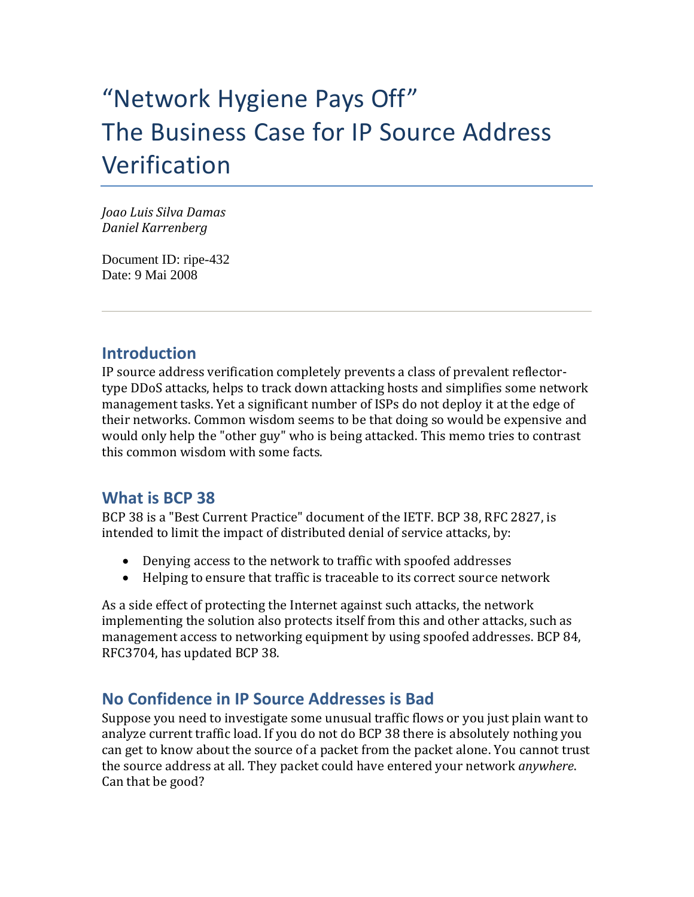# "Network Hygiene Pays Off"
# The Business Case for IP Source Address Verification

*Joao Luis Silva Damas*
*Daniel Karrenberg*

Document ID: ripe-432
Date: 9 Mai 2008

---

## Introduction

IP source address verification completely prevents a class of prevalent reflector-type DDoS attacks, helps to track down attacking hosts and simplifies some network management tasks. Yet a significant number of ISPs do not deploy it at the edge of their networks. Common wisdom seems to be that doing so would be expensive and would only help the "other guy" who is being attacked. This memo tries to contrast this common wisdom with some facts.

## What is BCP 38

BCP 38 is a "Best Current Practice" document of the IETF. BCP 38, RFC 2827, is intended to limit the impact of distributed denial of service attacks, by:

- Denying access to the network to traffic with spoofed addresses
- Helping to ensure that traffic is traceable to its correct source network

As a side effect of protecting the Internet against such attacks, the network implementing the solution also protects itself from this and other attacks, such as management access to networking equipment by using spoofed addresses. BCP 84, RFC3704, has updated BCP 38.

## No Confidence in IP Source Addresses is Bad

Suppose you need to investigate some unusual traffic flows or you just plain want to analyze current traffic load. If you do not do BCP 38 there is absolutely nothing you can get to know about the source of a packet from the packet alone. You cannot trust the source address at all. They packet could have entered your network *anywhere*. Can that be good?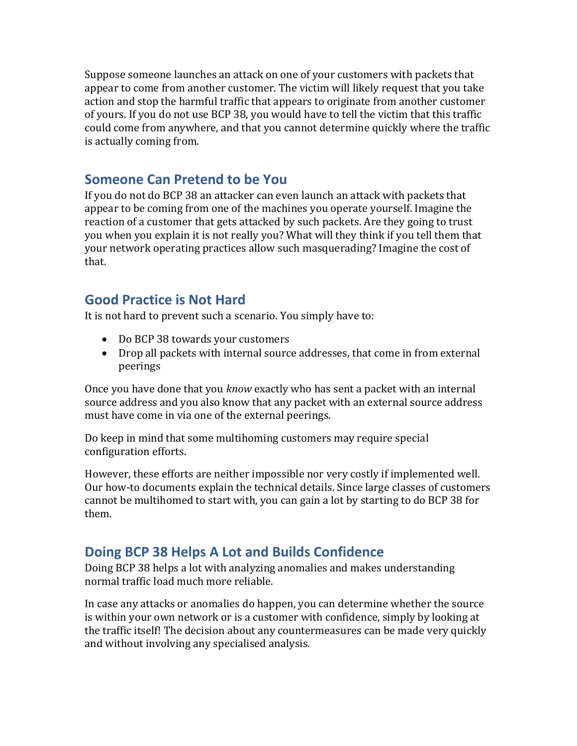Suppose someone launches an attack on one of your customers with packets that appear to come from another customer. The victim will likely request that you take action and stop the harmful traffic that appears to originate from another customer of yours. If you do not use BCP 38, you would have to tell the victim that this traffic could come from anywhere, and that you cannot determine quickly where the traffic is actually coming from.

## Someone Can Pretend to be You

If you do not do BCP 38 an attacker can even launch an attack with packets that appear to be coming from one of the machines you operate yourself. Imagine the reaction of a customer that gets attacked by such packets. Are they going to trust you when you explain it is not really you? What will they think if you tell them that your network operating practices allow such masquerading? Imagine the cost of that.

## Good Practice is Not Hard

It is not hard to prevent such a scenario. You simply have to:

- Do BCP 38 towards your customers
- Drop all packets with internal source addresses, that come in from external peerings

Once you have done that you *know* exactly who has sent a packet with an internal source address and you also know that any packet with an external source address must have come in via one of the external peerings.

Do keep in mind that some multihoming customers may require special configuration efforts.

However, these efforts are neither impossible nor very costly if implemented well. Our how-to documents explain the technical details. Since large classes of customers cannot be multihomed to start with, you can gain a lot by starting to do BCP 38 for them.

## Doing BCP 38 Helps A Lot and Builds Confidence

Doing BCP 38 helps a lot with analyzing anomalies and makes understanding normal traffic load much more reliable.

In case any attacks or anomalies do happen, you can determine whether the source is within your own network or is a customer with confidence, simply by looking at the traffic itself! The decision about any countermeasures can be made very quickly and without involving any specialised analysis.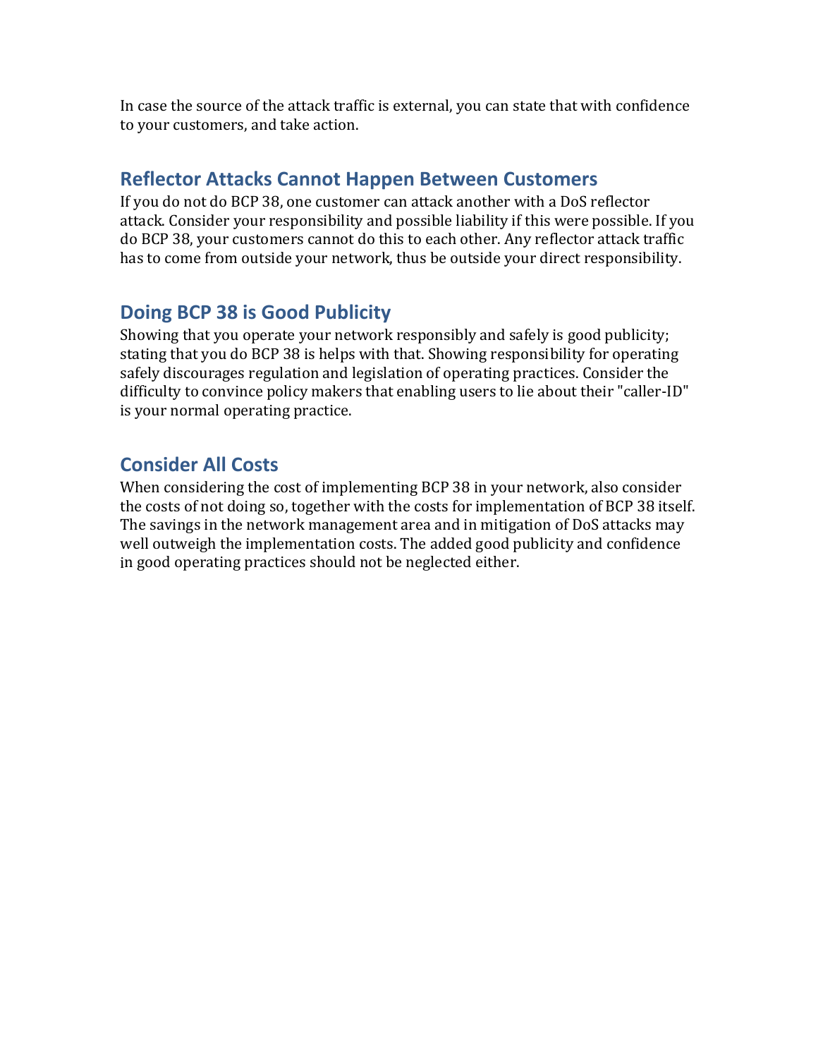In case the source of the attack traffic is external, you can state that with confidence to your customers, and take action.

## Reflector Attacks Cannot Happen Between Customers

If you do not do BCP 38, one customer can attack another with a DoS reflector attack. Consider your responsibility and possible liability if this were possible. If you do BCP 38, your customers cannot do this to each other. Any reflector attack traffic has to come from outside your network, thus be outside your direct responsibility.

## Doing BCP 38 is Good Publicity

Showing that you operate your network responsibly and safely is good publicity; stating that you do BCP 38 is helps with that. Showing responsibility for operating safely discourages regulation and legislation of operating practices. Consider the difficulty to convince policy makers that enabling users to lie about their "caller-ID" is your normal operating practice.

## Consider All Costs

When considering the cost of implementing BCP 38 in your network, also consider the costs of not doing so, together with the costs for implementation of BCP 38 itself. The savings in the network management area and in mitigation of DoS attacks may well outweigh the implementation costs. The added good publicity and confidence in good operating practices should not be neglected either.